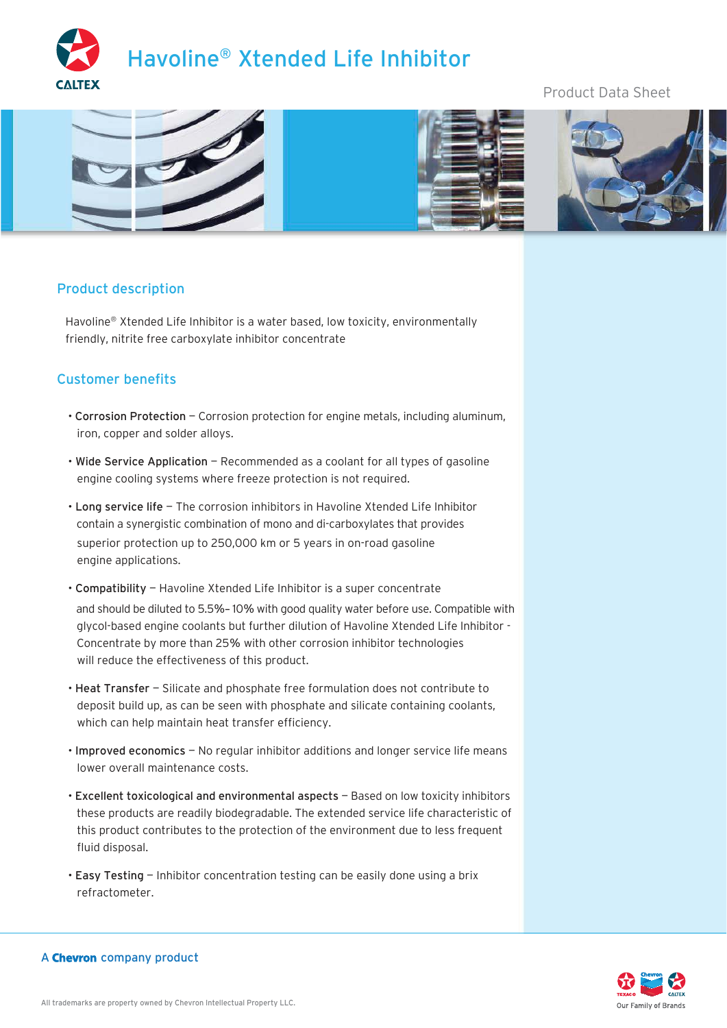# Havoline® Xtended Life Inhibitor

Product Data Sheet

## Product description

Havoline® Xtended Life Inhibitor is a water based, low toxicity, environmentally friendly, nitrite free carboxylate inhibitor concentrate

## Customer benefits

- **Corrosion Protection** – Corrosion protection for engine metals, including aluminum, iron, copper and solder alloys.
- **Wide Service Application** – Recommended as a coolant for all types of gasoline engine cooling systems where freeze protection is not required.
- **Long service life** – The corrosion inhibitors in Havoline Xtended Life Inhibitor contain a synergistic combination of mono and di-carboxylates that provides superior protection up to 250,000 km or 5 years in on-road gasoline engine applications.
- **Compatibility** – Havoline Xtended Life Inhibitor is a super concentrate and should be diluted to 5.5%– 10% with good quality water before use. Compatible with glycol-based engine coolants but further dilution of Havoline Xtended Life Inhibitor - Concentrate by more than 25% with other corrosion inhibitor technologies will reduce the effectiveness of this product.
- **Heat Transfer** – Silicate and phosphate free formulation does not contribute to deposit build up, as can be seen with phosphate and silicate containing coolants, which can help maintain heat transfer efficiency.
- **Improved economics** – No regular inhibitor additions and longer service life means lower overall maintenance costs.
- **Excellent toxicological and environmental aspects** – Based on low toxicity inhibitors these products are readily biodegradable. The extended service life characteristic of this product contributes to the protection of the environment due to less frequent fluid disposal.
- **Easy Testing** – Inhibitor concentration testing can be easily done using a brix refractometer.

A **Chevron** company product

All trademarks are property owned by Chevron Intellectual Property LLC.

Our Family of Brands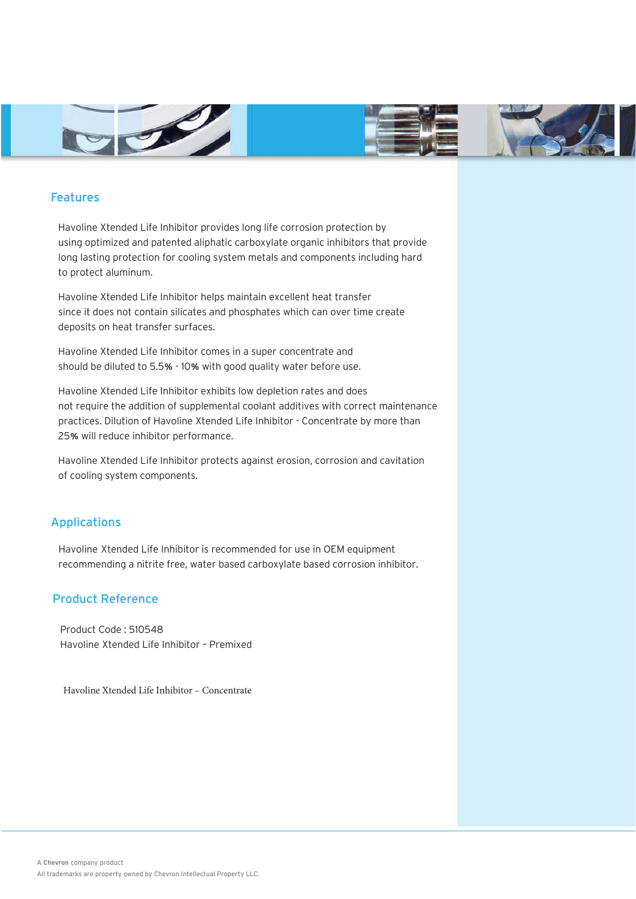## Features

Havoline Xtended Life Inhibitor provides long life corrosion protection by using optimized and patented aliphatic carboxylate organic inhibitors that provide long lasting protection for cooling system metals and components including hard to protect aluminum.

Havoline Xtended Life Inhibitor helps maintain excellent heat transfer since it does not contain silicates and phosphates which can over time create deposits on heat transfer surfaces.

Havoline Xtended Life Inhibitor comes in a super concentrate and should be diluted to 5.5% - 10% with good quality water before use.

Havoline Xtended Life Inhibitor exhibits low depletion rates and does not require the addition of supplemental coolant additives with correct maintenance practices. Dilution of Havoline Xtended Life Inhibitor - Concentrate by more than 25% will reduce inhibitor performance.

Havoline Xtended Life Inhibitor protects against erosion, corrosion and cavitation of cooling system components.

## Applications

Havoline Xtended Life Inhibitor is recommended for use in OEM equipment recommending a nitrite free, water based carboxylate based corrosion inhibitor.

## Product Reference

Product Code : 510548
Havoline Xtended Life Inhibitor – Premixed

Havoline Xtended Life Inhibitor – Concentrate

A **Chevron** company product
All trademarks are property owned by Chevron Intellectual Property LLC.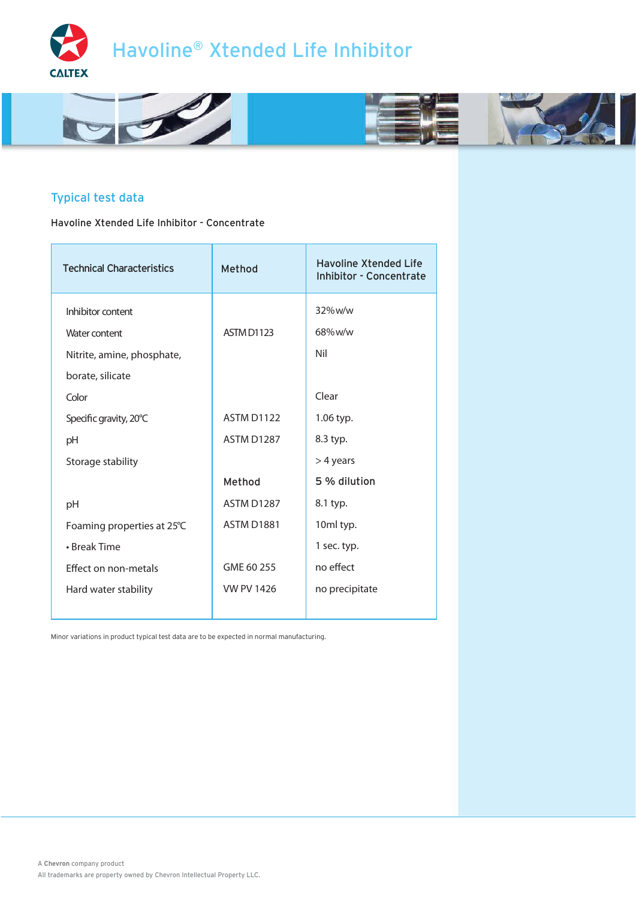# Havoline® Xtended Life Inhibitor

## Typical test data

Havoline Xtended Life Inhibitor - Concentrate

| Technical Characteristics | Method | Havoline Xtended Life Inhibitor - Concentrate |
|---|---|---|
| Inhibitor content | | 32%w/w |
| Water content | ASTM D1123 | 68%w/w |
| Nitrite, amine, phosphate, borate, silicate | | Nil |
| Color | | Clear |
| Specific gravity, 20°C | ASTM D1122 | 1.06 typ. |
| pH | ASTM D1287 | 8.3 typ. |
| Storage stability | | > 4 years |
| | **Method** | **5 % dilution** |
| pH | ASTM D1287 | 8.1 typ. |
| Foaming properties at 25°C | ASTM D1881 | 10ml typ. |
| • Break Time | | 1 sec. typ. |
| Effect on non-metals | GME 60 255 | no effect |
| Hard water stability | VW PV 1426 | no precipitate |

Minor variations in product typical test data are to be expected in normal manufacturing.

A **Chevron** company product

All trademarks are property owned by Chevron Intellectual Property LLC.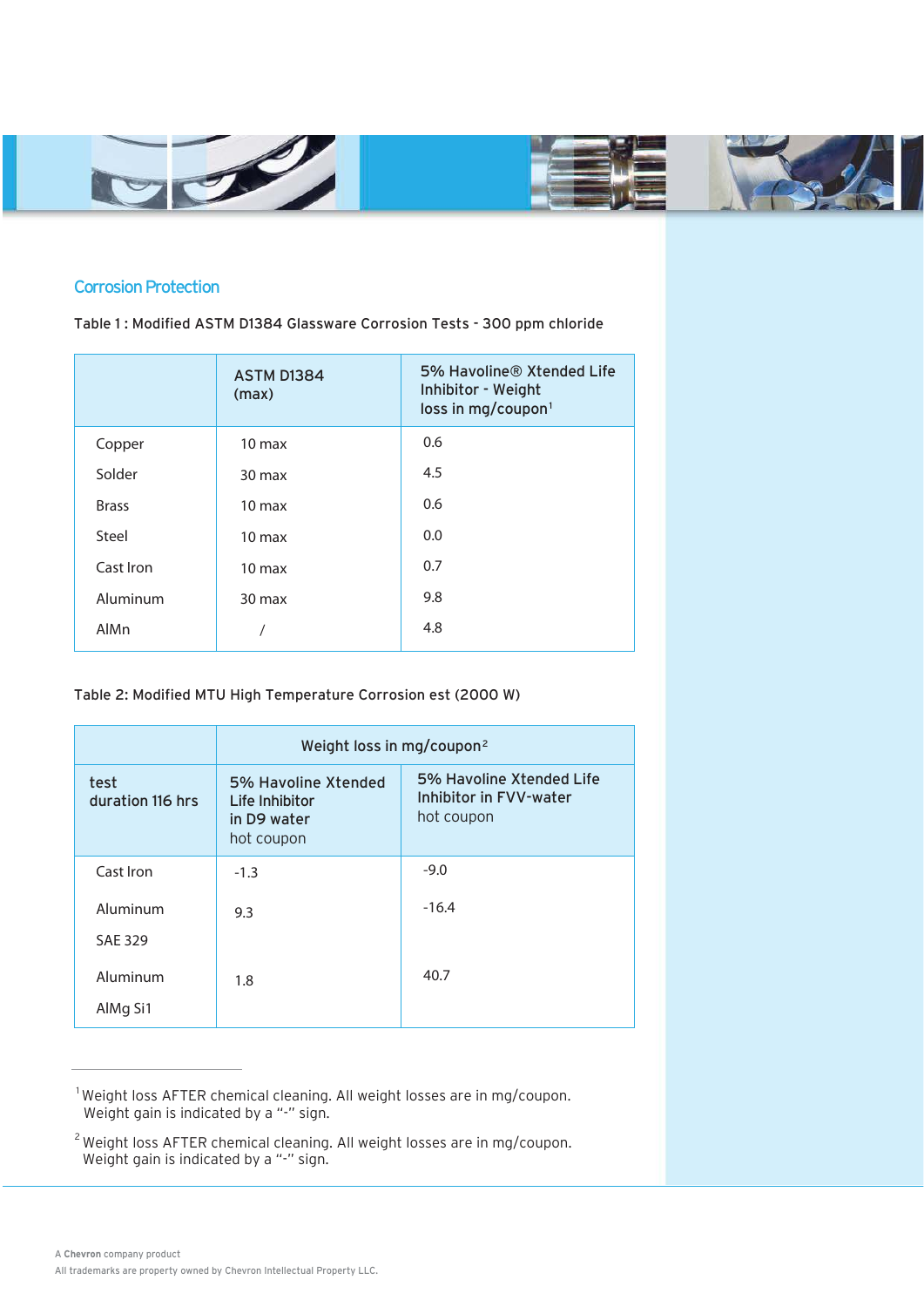## Corrosion Protection

Table 1 : Modified ASTM D1384 Glassware Corrosion Tests - 300 ppm chloride

| | ASTM D1384 (max) | 5% Havoline® Xtended Life Inhibitor - Weight loss in mg/coupon[1] |
|---|---|---|
| Copper | 10 max | 0.6 |
| Solder | 30 max | 4.5 |
| Brass | 10 max | 0.6 |
| Steel | 10 max | 0.0 |
| Cast Iron | 10 max | 0.7 |
| Aluminum | 30 max | 9.8 |
| AlMn | / | 4.8 |

Table 2: Modified MTU High Temperature Corrosion est (2000 W)

| | Weight loss in mg/coupon[2] | |
|---|---|---|
| test duration 116 hrs | 5% Havoline Xtended Life Inhibitor in D9 water hot coupon | 5% Havoline Xtended Life Inhibitor in FVV-water hot coupon |
| Cast Iron | -1.3 | -9.0 |
| Aluminum SAE 329 | 9.3 | -16.4 |
| Aluminum AlMg Si1 | 1.8 | 40.7 |

[1] Weight loss AFTER chemical cleaning. All weight losses are in mg/coupon. Weight gain is indicated by a "-" sign.

[2] Weight loss AFTER chemical cleaning. All weight losses are in mg/coupon. Weight gain is indicated by a "-" sign.

A **Chevron** company product

All trademarks are property owned by Chevron Intellectual Property LLC.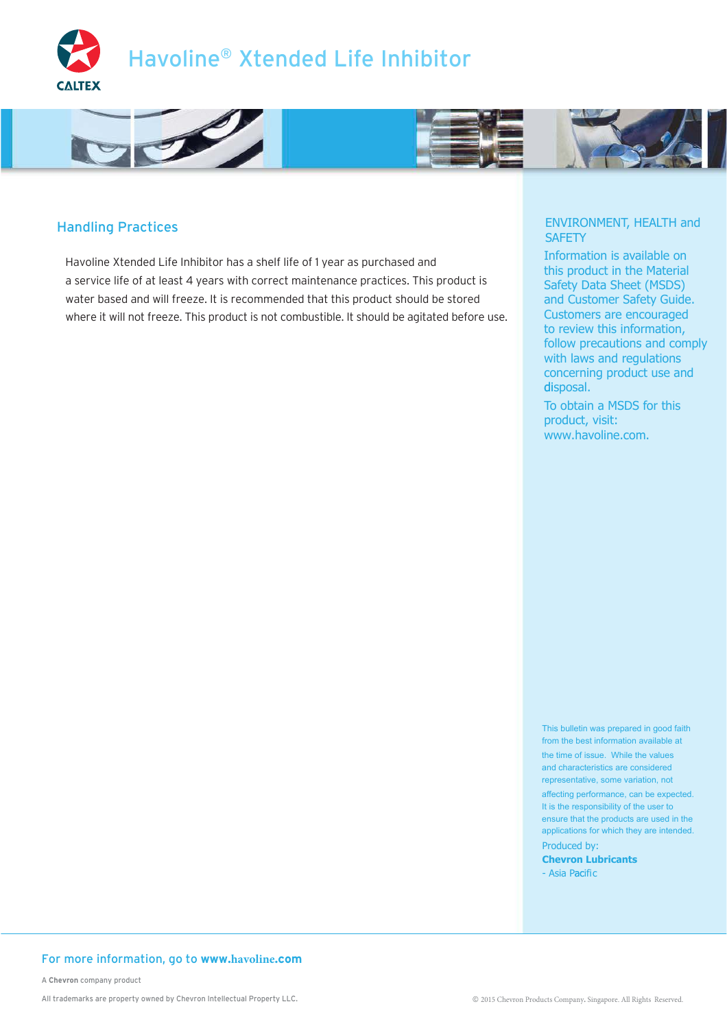# Havoline® Xtended Life Inhibitor

## Handling Practices

Havoline Xtended Life Inhibitor has a shelf life of 1 year as purchased and a service life of at least 4 years with correct maintenance practices. This product is water based and will freeze. It is recommended that this product should be stored where it will not freeze. This product is not combustible. It should be agitated before use.

## ENVIRONMENT, HEALTH and SAFETY

Information is available on this product in the Material Safety Data Sheet (MSDS) and Customer Safety Guide. Customers are encouraged to review this information, follow precautions and comply with laws and regulations concerning product use and disposal.

To obtain a MSDS for this product, visit: www.havoline.com.

This bulletin was prepared in good faith from the best information available at the time of issue. While the values and characteristics are considered representative, some variation, not affecting performance, can be expected. It is the responsibility of the user to ensure that the products are used in the applications for which they are intended.

Produced by:
**Chevron Lubricants**
- Asia Pacific

For more information, go to **www.havoline.com**

A **Chevron** company product

All trademarks are property owned by Chevron Intellectual Property LLC.

© 2015 Chevron Products Company. Singapore. All Rights Reserved.